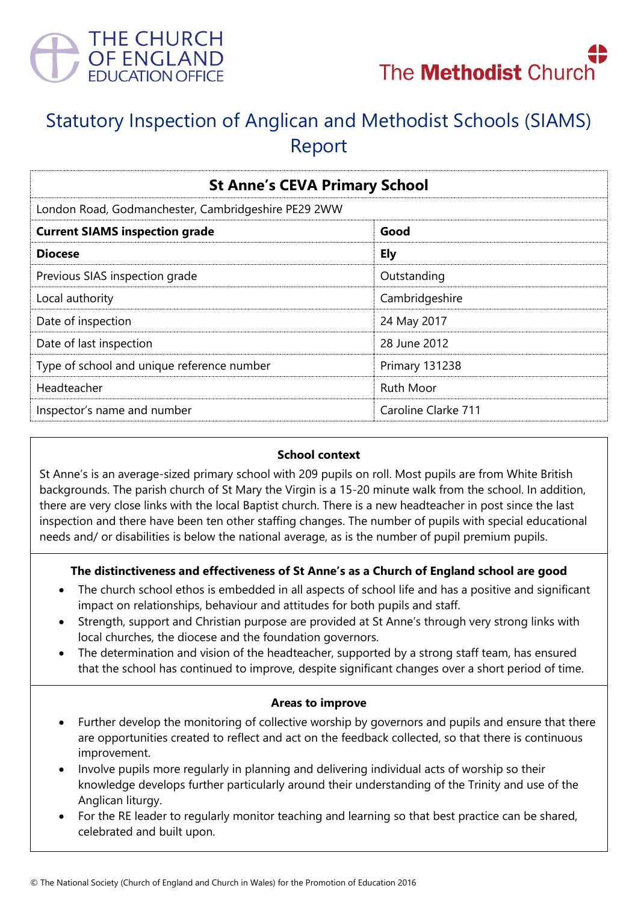THE CHURCH OF ENGLAND EDUCATION OFFICE

The Methodist Church

# Statutory Inspection of Anglican and Methodist Schools (SIAMS) Report

| St Anne's CEVA Primary School | |
|---|---|
| London Road, Godmanchester, Cambridgeshire PE29 2WW | |
| **Current SIAMS inspection grade** | **Good** |
| **Diocese** | **Ely** |
| Previous SIAS inspection grade | Outstanding |
| Local authority | Cambridgeshire |
| Date of inspection | 24 May 2017 |
| Date of last inspection | 28 June 2012 |
| Type of school and unique reference number | Primary 131238 |
| Headteacher | Ruth Moor |
| Inspector's name and number | Caroline Clarke 711 |

### School context

St Anne's is an average-sized primary school with 209 pupils on roll. Most pupils are from White British backgrounds. The parish church of St Mary the Virgin is a 15-20 minute walk from the school. In addition, there are very close links with the local Baptist church. There is a new headteacher in post since the last inspection and there have been ten other staffing changes. The number of pupils with special educational needs and/ or disabilities is below the national average, as is the number of pupil premium pupils.

### The distinctiveness and effectiveness of St Anne's as a Church of England school are good

- The church school ethos is embedded in all aspects of school life and has a positive and significant impact on relationships, behaviour and attitudes for both pupils and staff.
- Strength, support and Christian purpose are provided at St Anne's through very strong links with local churches, the diocese and the foundation governors.
- The determination and vision of the headteacher, supported by a strong staff team, has ensured that the school has continued to improve, despite significant changes over a short period of time.

### Areas to improve

- Further develop the monitoring of collective worship by governors and pupils and ensure that there are opportunities created to reflect and act on the feedback collected, so that there is continuous improvement.
- Involve pupils more regularly in planning and delivering individual acts of worship so their knowledge develops further particularly around their understanding of the Trinity and use of the Anglican liturgy.
- For the RE leader to regularly monitor teaching and learning so that best practice can be shared, celebrated and built upon.

© The National Society (Church of England and Church in Wales) for the Promotion of Education 2016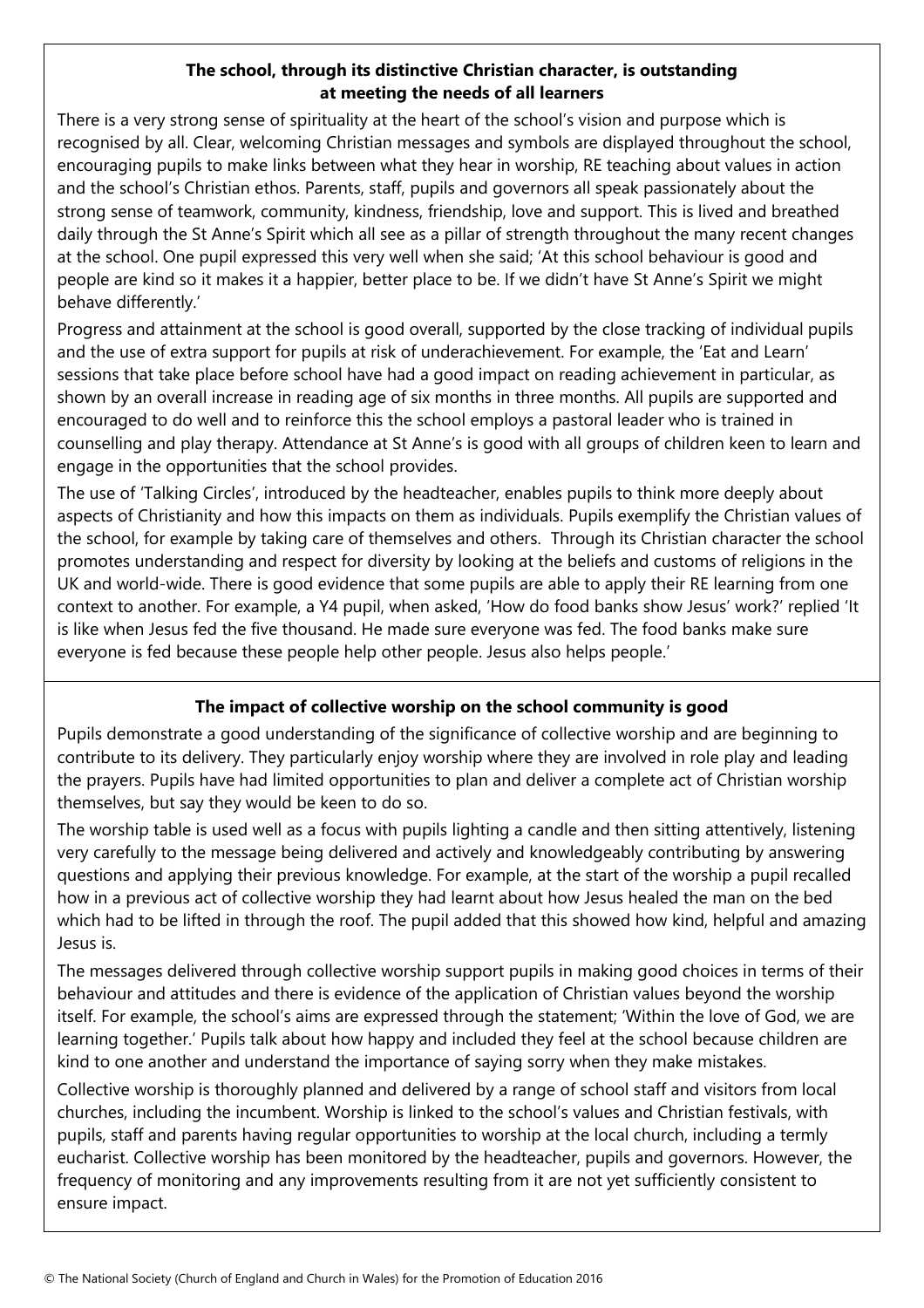### The school, through its distinctive Christian character, is outstanding at meeting the needs of all learners

There is a very strong sense of spirituality at the heart of the school's vision and purpose which is recognised by all. Clear, welcoming Christian messages and symbols are displayed throughout the school, encouraging pupils to make links between what they hear in worship, RE teaching about values in action and the school's Christian ethos. Parents, staff, pupils and governors all speak passionately about the strong sense of teamwork, community, kindness, friendship, love and support. This is lived and breathed daily through the St Anne's Spirit which all see as a pillar of strength throughout the many recent changes at the school. One pupil expressed this very well when she said; 'At this school behaviour is good and people are kind so it makes it a happier, better place to be. If we didn't have St Anne's Spirit we might behave differently.'

Progress and attainment at the school is good overall, supported by the close tracking of individual pupils and the use of extra support for pupils at risk of underachievement. For example, the 'Eat and Learn' sessions that take place before school have had a good impact on reading achievement in particular, as shown by an overall increase in reading age of six months in three months. All pupils are supported and encouraged to do well and to reinforce this the school employs a pastoral leader who is trained in counselling and play therapy. Attendance at St Anne's is good with all groups of children keen to learn and engage in the opportunities that the school provides.

The use of 'Talking Circles', introduced by the headteacher, enables pupils to think more deeply about aspects of Christianity and how this impacts on them as individuals. Pupils exemplify the Christian values of the school, for example by taking care of themselves and others. Through its Christian character the school promotes understanding and respect for diversity by looking at the beliefs and customs of religions in the UK and world-wide. There is good evidence that some pupils are able to apply their RE learning from one context to another. For example, a Y4 pupil, when asked, 'How do food banks show Jesus' work?' replied 'It is like when Jesus fed the five thousand. He made sure everyone was fed. The food banks make sure everyone is fed because these people help other people. Jesus also helps people.'

### The impact of collective worship on the school community is good

Pupils demonstrate a good understanding of the significance of collective worship and are beginning to contribute to its delivery. They particularly enjoy worship where they are involved in role play and leading the prayers. Pupils have had limited opportunities to plan and deliver a complete act of Christian worship themselves, but say they would be keen to do so.

The worship table is used well as a focus with pupils lighting a candle and then sitting attentively, listening very carefully to the message being delivered and actively and knowledgeably contributing by answering questions and applying their previous knowledge. For example, at the start of the worship a pupil recalled how in a previous act of collective worship they had learnt about how Jesus healed the man on the bed which had to be lifted in through the roof. The pupil added that this showed how kind, helpful and amazing Jesus is.

The messages delivered through collective worship support pupils in making good choices in terms of their behaviour and attitudes and there is evidence of the application of Christian values beyond the worship itself. For example, the school's aims are expressed through the statement; 'Within the love of God, we are learning together.' Pupils talk about how happy and included they feel at the school because children are kind to one another and understand the importance of saying sorry when they make mistakes.

Collective worship is thoroughly planned and delivered by a range of school staff and visitors from local churches, including the incumbent. Worship is linked to the school's values and Christian festivals, with pupils, staff and parents having regular opportunities to worship at the local church, including a termly eucharist. Collective worship has been monitored by the headteacher, pupils and governors. However, the frequency of monitoring and any improvements resulting from it are not yet sufficiently consistent to ensure impact.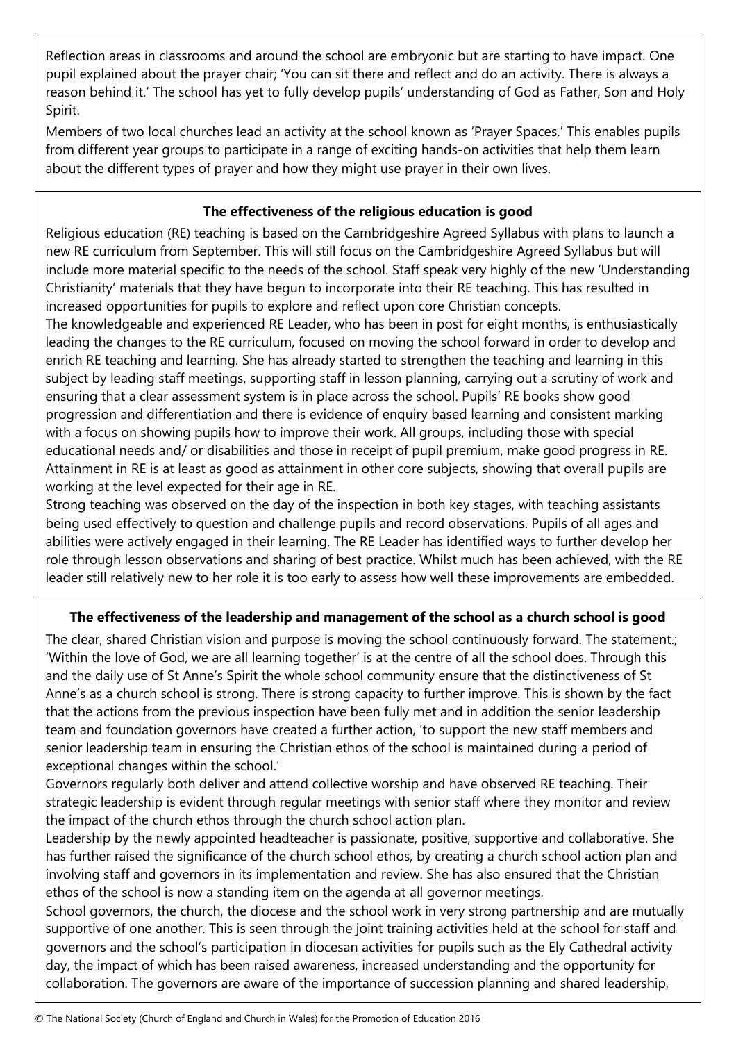Reflection areas in classrooms and around the school are embryonic but are starting to have impact. One pupil explained about the prayer chair; 'You can sit there and reflect and do an activity. There is always a reason behind it.' The school has yet to fully develop pupils' understanding of God as Father, Son and Holy Spirit.

Members of two local churches lead an activity at the school known as 'Prayer Spaces.' This enables pupils from different year groups to participate in a range of exciting hands-on activities that help them learn about the different types of prayer and how they might use prayer in their own lives.

**The effectiveness of the religious education is good**

Religious education (RE) teaching is based on the Cambridgeshire Agreed Syllabus with plans to launch a new RE curriculum from September. This will still focus on the Cambridgeshire Agreed Syllabus but will include more material specific to the needs of the school. Staff speak very highly of the new 'Understanding Christianity' materials that they have begun to incorporate into their RE teaching. This has resulted in increased opportunities for pupils to explore and reflect upon core Christian concepts.

The knowledgeable and experienced RE Leader, who has been in post for eight months, is enthusiastically leading the changes to the RE curriculum, focused on moving the school forward in order to develop and enrich RE teaching and learning. She has already started to strengthen the teaching and learning in this subject by leading staff meetings, supporting staff in lesson planning, carrying out a scrutiny of work and ensuring that a clear assessment system is in place across the school. Pupils' RE books show good progression and differentiation and there is evidence of enquiry based learning and consistent marking with a focus on showing pupils how to improve their work. All groups, including those with special educational needs and/ or disabilities and those in receipt of pupil premium, make good progress in RE. Attainment in RE is at least as good as attainment in other core subjects, showing that overall pupils are working at the level expected for their age in RE.

Strong teaching was observed on the day of the inspection in both key stages, with teaching assistants being used effectively to question and challenge pupils and record observations. Pupils of all ages and abilities were actively engaged in their learning. The RE Leader has identified ways to further develop her role through lesson observations and sharing of best practice. Whilst much has been achieved, with the RE leader still relatively new to her role it is too early to assess how well these improvements are embedded.

**The effectiveness of the leadership and management of the school as a church school is good**

The clear, shared Christian vision and purpose is moving the school continuously forward. The statement.; 'Within the love of God, we are all learning together' is at the centre of all the school does. Through this and the daily use of St Anne's Spirit the whole school community ensure that the distinctiveness of St Anne's as a church school is strong. There is strong capacity to further improve. This is shown by the fact that the actions from the previous inspection have been fully met and in addition the senior leadership team and foundation governors have created a further action, 'to support the new staff members and senior leadership team in ensuring the Christian ethos of the school is maintained during a period of exceptional changes within the school.'

Governors regularly both deliver and attend collective worship and have observed RE teaching. Their strategic leadership is evident through regular meetings with senior staff where they monitor and review the impact of the church ethos through the church school action plan.

Leadership by the newly appointed headteacher is passionate, positive, supportive and collaborative. She has further raised the significance of the church school ethos, by creating a church school action plan and involving staff and governors in its implementation and review. She has also ensured that the Christian ethos of the school is now a standing item on the agenda at all governor meetings.

School governors, the church, the diocese and the school work in very strong partnership and are mutually supportive of one another. This is seen through the joint training activities held at the school for staff and governors and the school's participation in diocesan activities for pupils such as the Ely Cathedral activity day, the impact of which has been raised awareness, increased understanding and the opportunity for collaboration. The governors are aware of the importance of succession planning and shared leadership,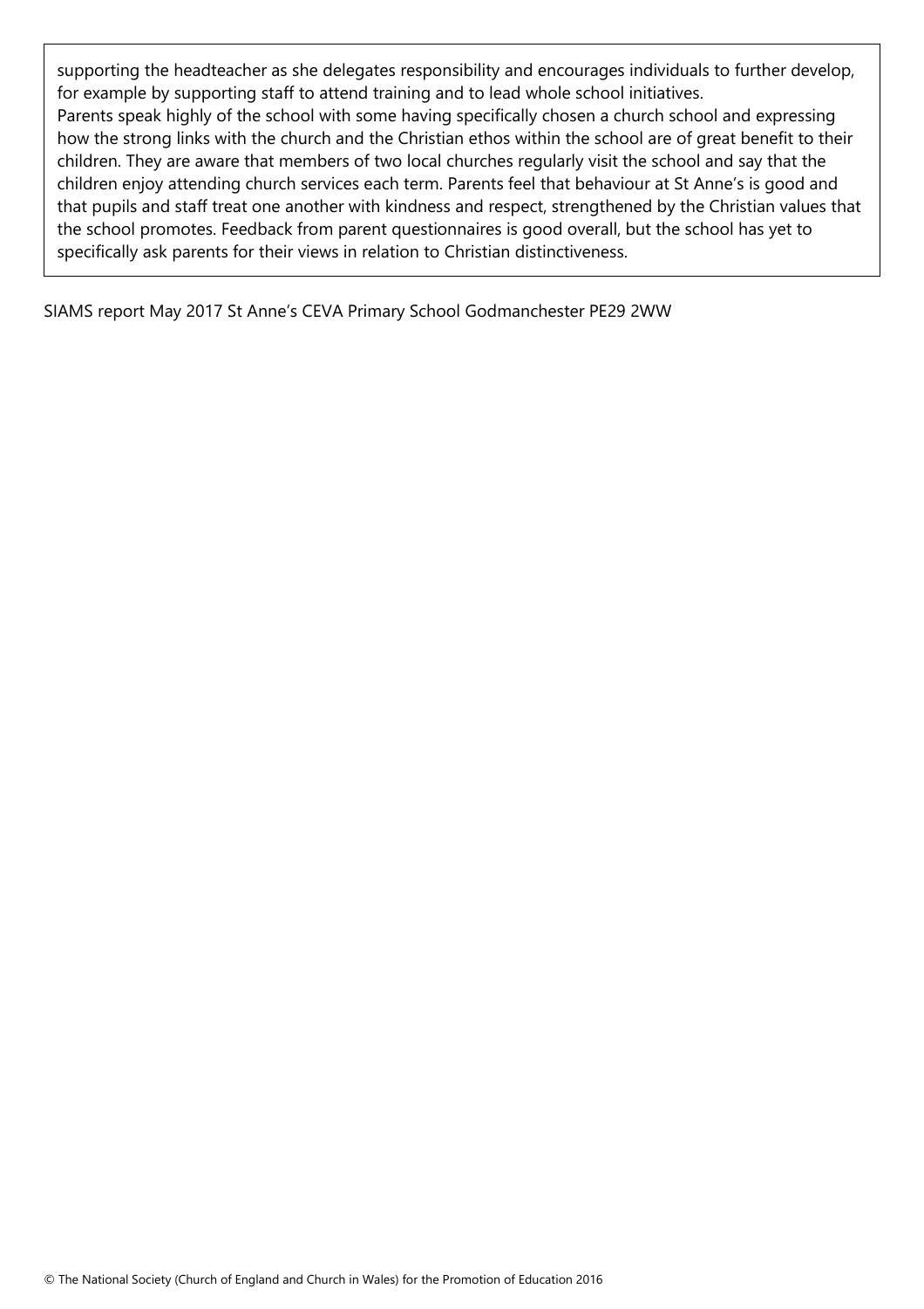supporting the headteacher as she delegates responsibility and encourages individuals to further develop, for example by supporting staff to attend training and to lead whole school initiatives.

Parents speak highly of the school with some having specifically chosen a church school and expressing how the strong links with the church and the Christian ethos within the school are of great benefit to their children. They are aware that members of two local churches regularly visit the school and say that the children enjoy attending church services each term. Parents feel that behaviour at St Anne's is good and that pupils and staff treat one another with kindness and respect, strengthened by the Christian values that the school promotes. Feedback from parent questionnaires is good overall, but the school has yet to specifically ask parents for their views in relation to Christian distinctiveness.

SIAMS report May 2017 St Anne's CEVA Primary School Godmanchester PE29 2WW

© The National Society (Church of England and Church in Wales) for the Promotion of Education 2016